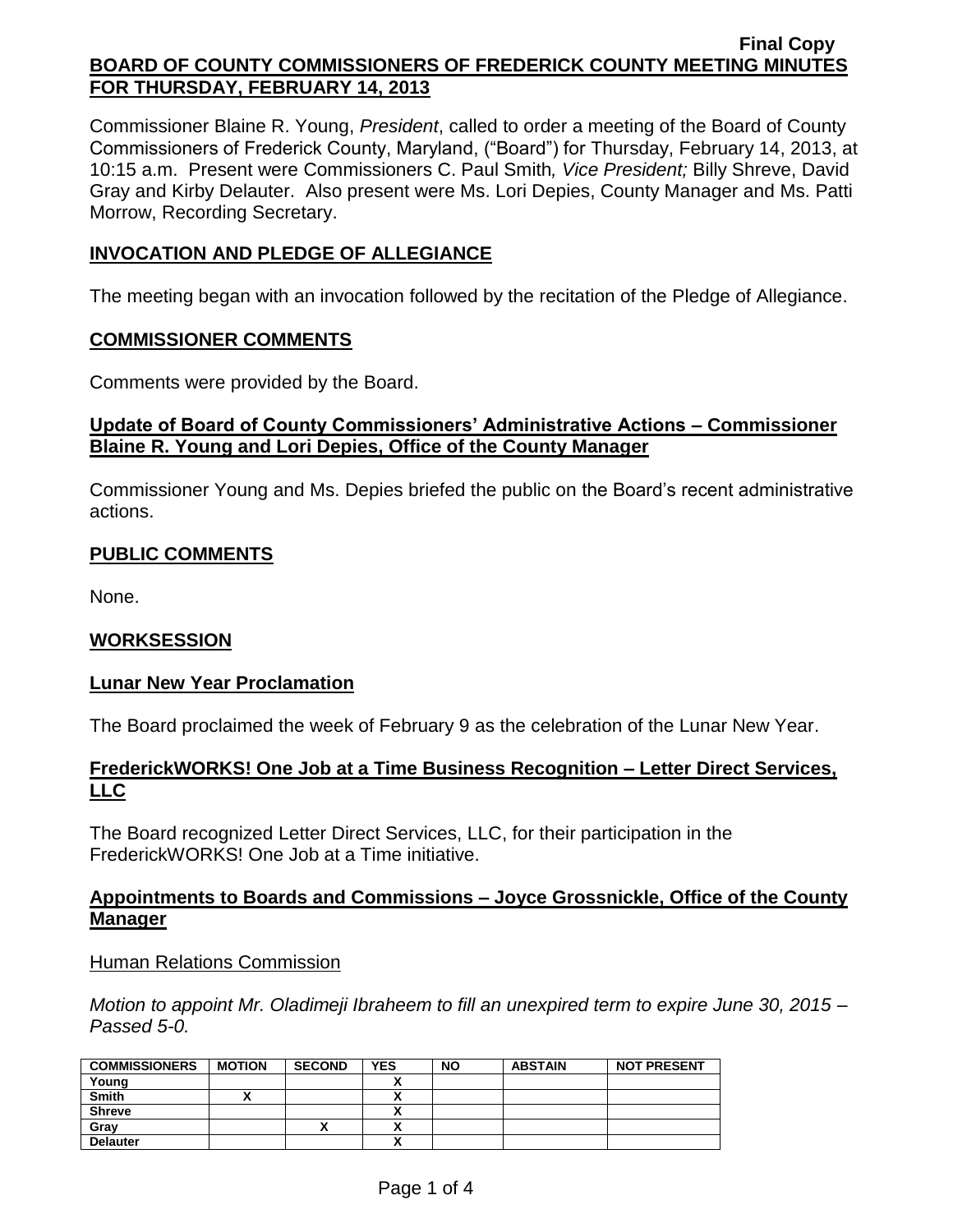**Final Copy**

# BOARD OF COUNTY COMMISSIONERS OF FREDERICK COUNTY MEETING MINUTES FOR THURSDAY, FEBRUARY 14, 2013

Commissioner Blaine R. Young, *President*, called to order a meeting of the Board of County Commissioners of Frederick County, Maryland, ("Board") for Thursday, February 14, 2013, at 10:15 a.m. Present were Commissioners C. Paul Smith*, Vice President;* Billy Shreve, David Gray and Kirby Delauter. Also present were Ms. Lori Depies, County Manager and Ms. Patti Morrow, Recording Secretary.

## INVOCATION AND PLEDGE OF ALLEGIANCE

The meeting began with an invocation followed by the recitation of the Pledge of Allegiance.

## COMMISSIONER COMMENTS

Comments were provided by the Board.

## Update of Board of County Commissioners' Administrative Actions – Commissioner Blaine R. Young and Lori Depies, Office of the County Manager

Commissioner Young and Ms. Depies briefed the public on the Board's recent administrative actions.

## PUBLIC COMMENTS

None.

## WORKSESSION

### Lunar New Year Proclamation

The Board proclaimed the week of February 9 as the celebration of the Lunar New Year.

### FrederickWORKS! One Job at a Time Business Recognition – Letter Direct Services, LLC

The Board recognized Letter Direct Services, LLC, for their participation in the FrederickWORKS! One Job at a Time initiative.

### Appointments to Boards and Commissions – Joyce Grossnickle, Office of the County Manager

Human Relations Commission

*Motion to appoint Mr. Oladimeji Ibraheem to fill an unexpired term to expire June 30, 2015 – Passed 5-0.*

| COMMISSIONERS | MOTION | SECOND | YES | NO | ABSTAIN | NOT PRESENT |
|---|---|---|---|---|---|---|
| Young | | | X | | | |
| Smith | X | | X | | | |
| Shreve | | | X | | | |
| Gray | | X | X | | | |
| Delauter | | | X | | | |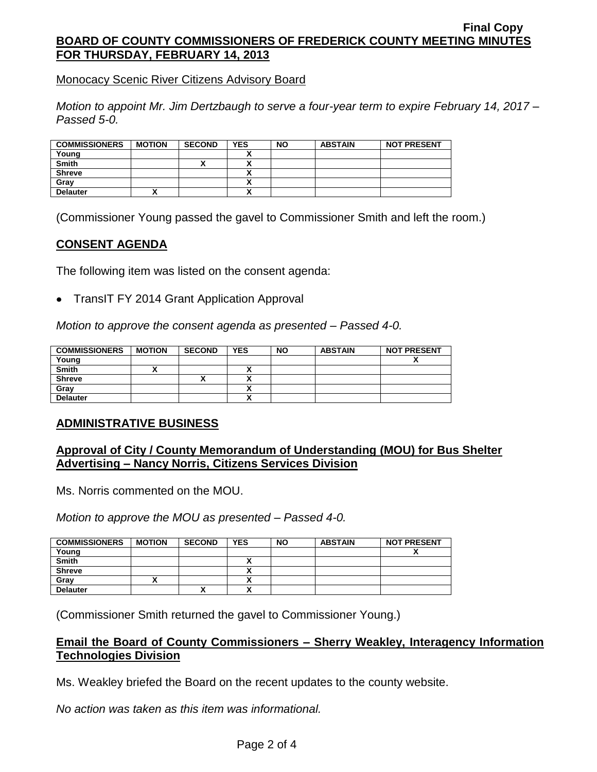Monocacy Scenic River Citizens Advisory Board

*Motion to appoint Mr. Jim Dertzbaugh to serve a four-year term to expire February 14, 2017 – Passed 5-0.*

| COMMISSIONERS | MOTION | SECOND | YES | NO | ABSTAIN | NOT PRESENT |
|---|---|---|---|---|---|---|
| Young | | | X | | | |
| Smith | | X | X | | | |
| Shreve | | | X | | | |
| Gray | | | X | | | |
| Delauter | X | | X | | | |

(Commissioner Young passed the gavel to Commissioner Smith and left the room.)

## CONSENT AGENDA

The following item was listed on the consent agenda:

- TransIT FY 2014 Grant Application Approval

*Motion to approve the consent agenda as presented – Passed 4-0.*

| COMMISSIONERS | MOTION | SECOND | YES | NO | ABSTAIN | NOT PRESENT |
|---|---|---|---|---|---|---|
| Young | | | | | | X |
| Smith | X | | X | | | |
| Shreve | | X | X | | | |
| Gray | | | X | | | |
| Delauter | | | X | | | |

## ADMINISTRATIVE BUSINESS

### Approval of City / County Memorandum of Understanding (MOU) for Bus Shelter Advertising – Nancy Norris, Citizens Services Division

Ms. Norris commented on the MOU.

*Motion to approve the MOU as presented – Passed 4-0.*

| COMMISSIONERS | MOTION | SECOND | YES | NO | ABSTAIN | NOT PRESENT |
|---|---|---|---|---|---|---|
| Young | | | | | | X |
| Smith | | | X | | | |
| Shreve | | | X | | | |
| Gray | X | | X | | | |
| Delauter | | X | X | | | |

(Commissioner Smith returned the gavel to Commissioner Young.)

### Email the Board of County Commissioners – Sherry Weakley, Interagency Information Technologies Division

Ms. Weakley briefed the Board on the recent updates to the county website.

*No action was taken as this item was informational.*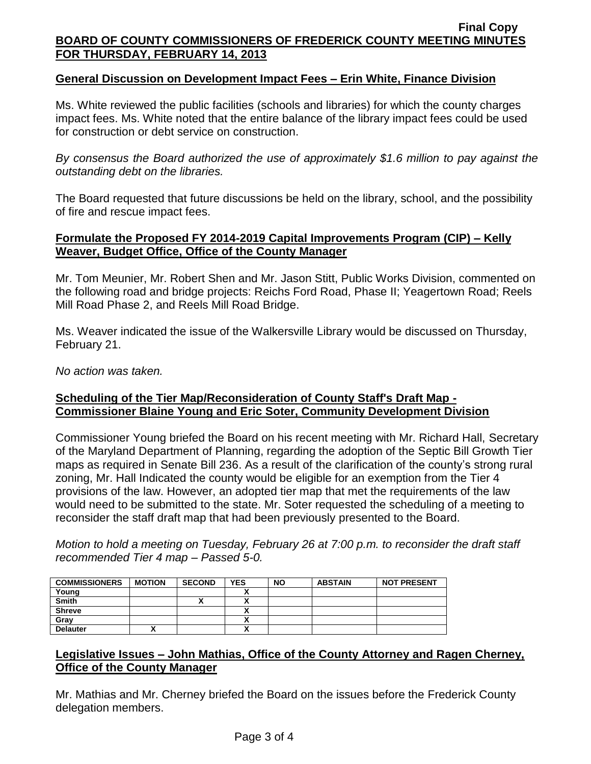**Final Copy**

**BOARD OF COUNTY COMMISSIONERS OF FREDERICK COUNTY MEETING MINUTES FOR THURSDAY, FEBRUARY 14, 2013**

## General Discussion on Development Impact Fees – Erin White, Finance Division

Ms. White reviewed the public facilities (schools and libraries) for which the county charges impact fees. Ms. White noted that the entire balance of the library impact fees could be used for construction or debt service on construction.

*By consensus the Board authorized the use of approximately $1.6 million to pay against the outstanding debt on the libraries.*

The Board requested that future discussions be held on the library, school, and the possibility of fire and rescue impact fees.

## Formulate the Proposed FY 2014-2019 Capital Improvements Program (CIP) – Kelly Weaver, Budget Office, Office of the County Manager

Mr. Tom Meunier, Mr. Robert Shen and Mr. Jason Stitt, Public Works Division, commented on the following road and bridge projects: Reichs Ford Road, Phase II; Yeagertown Road; Reels Mill Road Phase 2, and Reels Mill Road Bridge.

Ms. Weaver indicated the issue of the Walkersville Library would be discussed on Thursday, February 21.

*No action was taken.*

## Scheduling of the Tier Map/Reconsideration of County Staff's Draft Map - Commissioner Blaine Young and Eric Soter, Community Development Division

Commissioner Young briefed the Board on his recent meeting with Mr. Richard Hall, Secretary of the Maryland Department of Planning, regarding the adoption of the Septic Bill Growth Tier maps as required in Senate Bill 236. As a result of the clarification of the county's strong rural zoning, Mr. Hall Indicated the county would be eligible for an exemption from the Tier 4 provisions of the law. However, an adopted tier map that met the requirements of the law would need to be submitted to the state. Mr. Soter requested the scheduling of a meeting to reconsider the staff draft map that had been previously presented to the Board.

*Motion to hold a meeting on Tuesday, February 26 at 7:00 p.m. to reconsider the draft staff recommended Tier 4 map – Passed 5-0.*

| COMMISSIONERS | MOTION | SECOND | YES | NO | ABSTAIN | NOT PRESENT |
|---|---|---|---|---|---|---|
| Young | | | X | | | |
| Smith | | X | X | | | |
| Shreve | | | X | | | |
| Gray | | | X | | | |
| Delauter | X | | X | | | |

## Legislative Issues – John Mathias, Office of the County Attorney and Ragen Cherney, Office of the County Manager

Mr. Mathias and Mr. Cherney briefed the Board on the issues before the Frederick County delegation members.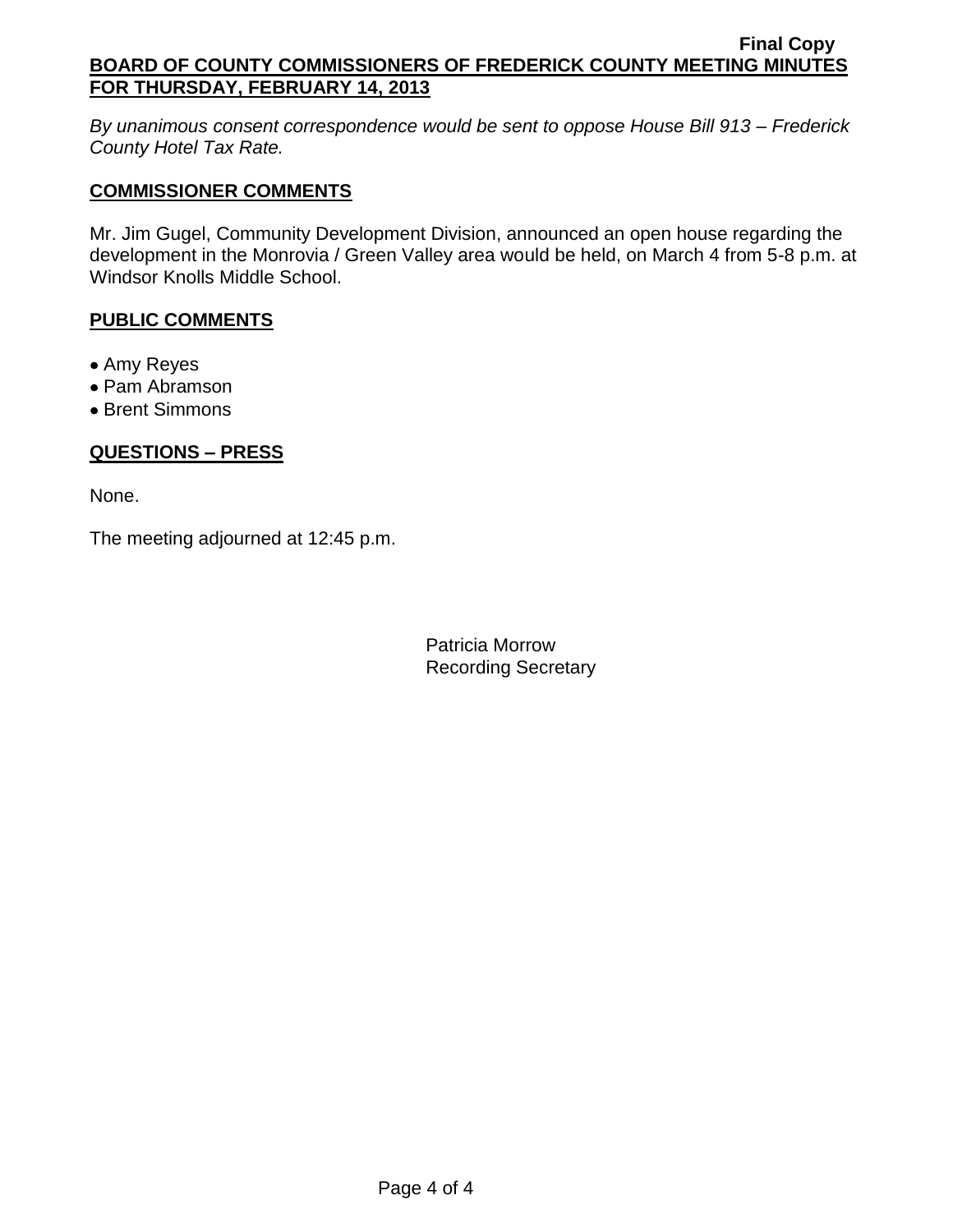*By unanimous consent correspondence would be sent to oppose House Bill 913 – Frederick County Hotel Tax Rate.*

## COMMISSIONER COMMENTS

Mr. Jim Gugel, Community Development Division, announced an open house regarding the development in the Monrovia / Green Valley area would be held, on March 4 from 5-8 p.m. at Windsor Knolls Middle School.

## PUBLIC COMMENTS

- Amy Reyes
- Pam Abramson
- Brent Simmons

## QUESTIONS – PRESS

None.

The meeting adjourned at 12:45 p.m.

Patricia Morrow
Recording Secretary